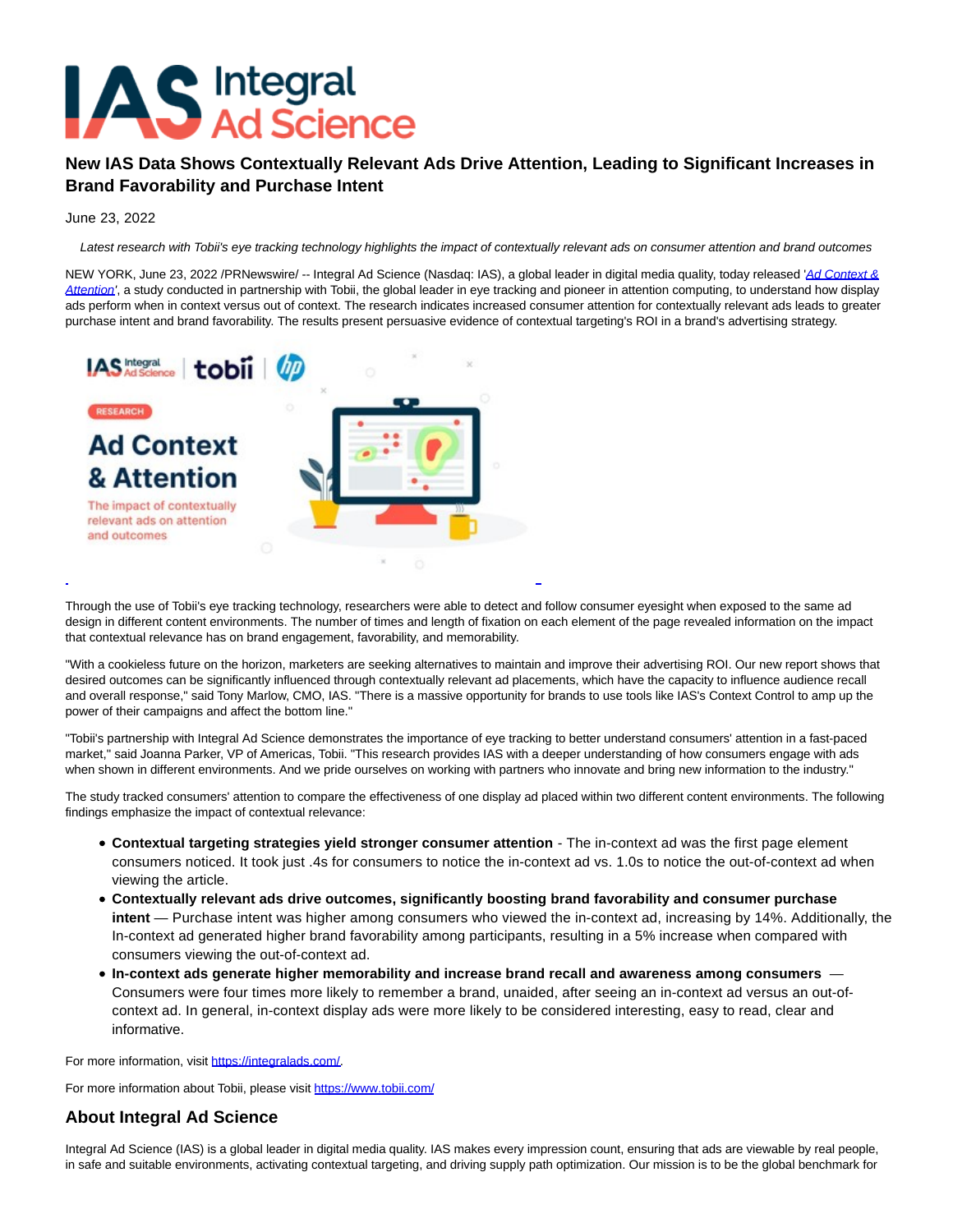# New IAS Data Shows Contextually Relevant Ads Drive Attention, Leading to Significant Increases in Brand Favorability and Purchase Intent

June 23, 2022

*Latest research with Tobii's eye tracking technology highlights the impact of contextually relevant ads on consumer attention and brand outcomes*

NEW YORK, June 23, 2022 /PRNewswire/ -- Integral Ad Science (Nasdaq: IAS), a global leader in digital media quality, today released '*Ad Context & Attention*', a study conducted in partnership with Tobii, the global leader in eye tracking and pioneer in attention computing, to understand how display ads perform when in context versus out of context. The research indicates increased consumer attention for contextually relevant ads leads to greater purchase intent and brand favorability. The results present persuasive evidence of contextual targeting's ROI in a brand's advertising strategy.

Through the use of Tobii's eye tracking technology, researchers were able to detect and follow consumer eyesight when exposed to the same ad design in different content environments. The number of times and length of fixation on each element of the page revealed information on the impact that contextual relevance has on brand engagement, favorability, and memorability.

"With a cookieless future on the horizon, marketers are seeking alternatives to maintain and improve their advertising ROI. Our new report shows that desired outcomes can be significantly influenced through contextually relevant ad placements, which have the capacity to influence audience recall and overall response," said Tony Marlow, CMO, IAS. "There is a massive opportunity for brands to use tools like IAS's Context Control to amp up the power of their campaigns and affect the bottom line."

"Tobii's partnership with Integral Ad Science demonstrates the importance of eye tracking to better understand consumers' attention in a fast-paced market," said Joanna Parker, VP of Americas, Tobii. "This research provides IAS with a deeper understanding of how consumers engage with ads when shown in different environments. And we pride ourselves on working with partners who innovate and bring new information to the industry."

The study tracked consumers' attention to compare the effectiveness of one display ad placed within two different content environments. The following findings emphasize the impact of contextual relevance:

- **Contextual targeting strategies yield stronger consumer attention** - The in-context ad was the first page element consumers noticed. It took just .4s for consumers to notice the in-context ad vs. 1.0s to notice the out-of-context ad when viewing the article.
- **Contextually relevant ads drive outcomes, significantly boosting brand favorability and consumer purchase intent** — Purchase intent was higher among consumers who viewed the in-context ad, increasing by 14%. Additionally, the In-context ad generated higher brand favorability among participants, resulting in a 5% increase when compared with consumers viewing the out-of-context ad.
- **In-context ads generate higher memorability and increase brand recall and awareness among consumers** — Consumers were four times more likely to remember a brand, unaided, after seeing an in-context ad versus an out-of-context ad. In general, in-context display ads were more likely to be considered interesting, easy to read, clear and informative.

For more information, visit https://integralads.com/.

For more information about Tobii, please visit https://www.tobii.com/

## About Integral Ad Science

Integral Ad Science (IAS) is a global leader in digital media quality. IAS makes every impression count, ensuring that ads are viewable by real people, in safe and suitable environments, activating contextual targeting, and driving supply path optimization. Our mission is to be the global benchmark for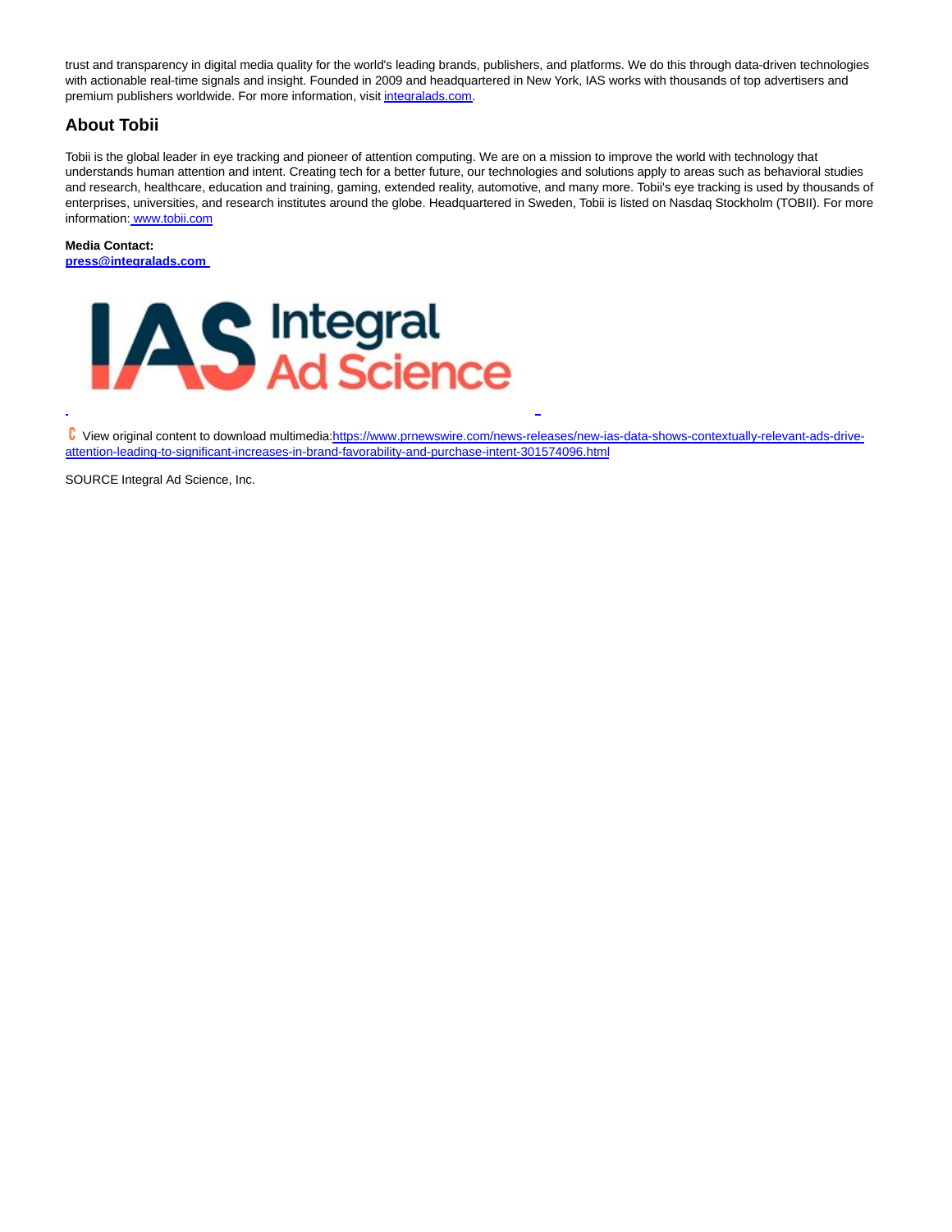trust and transparency in digital media quality for the world's leading brands, publishers, and platforms. We do this through data-driven technologies with actionable real-time signals and insight. Founded in 2009 and headquartered in New York, IAS works with thousands of top advertisers and premium publishers worldwide. For more information, visit integralads.com.

## About Tobii

Tobii is the global leader in eye tracking and pioneer of attention computing. We are on a mission to improve the world with technology that understands human attention and intent. Creating tech for a better future, our technologies and solutions apply to areas such as behavioral studies and research, healthcare, education and training, gaming, extended reality, automotive, and many more. Tobii's eye tracking is used by thousands of enterprises, universities, and research institutes around the globe. Headquartered in Sweden, Tobii is listed on Nasdaq Stockholm (TOBII). For more information: www.tobii.com

**Media Contact:**
**press@integralads.com**

View original content to download multimedia:https://www.prnewswire.com/news-releases/new-ias-data-shows-contextually-relevant-ads-drive-attention-leading-to-significant-increases-in-brand-favorability-and-purchase-intent-301574096.html

SOURCE Integral Ad Science, Inc.